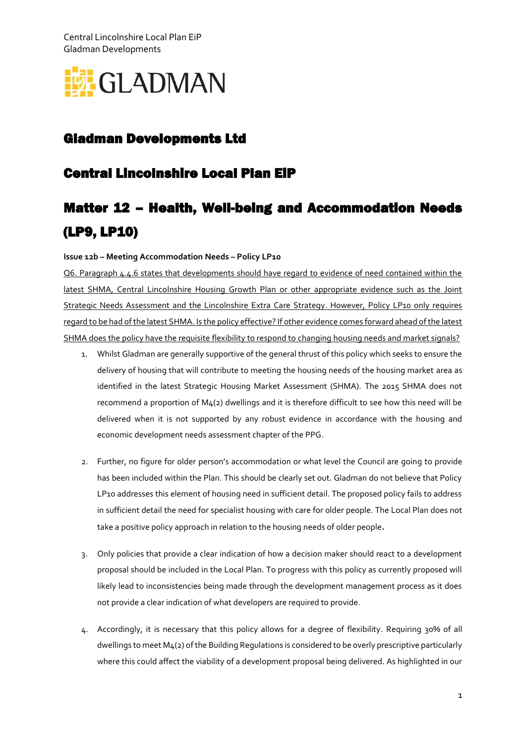# Gladman Developments Ltd

# Central Lincolnshire Local Plan EiP

# Matter 12 – Health, Well-being and Accommodation Needs (LP9, LP10)

**Issue 12b – Meeting Accommodation Needs – Policy LP10**

Q6. Paragraph 4.4.6 states that developments should have regard to evidence of need contained within the latest SHMA, Central Lincolnshire Housing Growth Plan or other appropriate evidence such as the Joint Strategic Needs Assessment and the Lincolnshire Extra Care Strategy. However, Policy LP10 only requires regard to be had of the latest SHMA. Is the policy effective? If other evidence comes forward ahead of the latest SHMA does the policy have the requisite flexibility to respond to changing housing needs and market signals?

1. Whilst Gladman are generally supportive of the general thrust of this policy which seeks to ensure the delivery of housing that will contribute to meeting the housing needs of the housing market area as identified in the latest Strategic Housing Market Assessment (SHMA). The 2015 SHMA does not recommend a proportion of M4(2) dwellings and it is therefore difficult to see how this need will be delivered when it is not supported by any robust evidence in accordance with the housing and economic development needs assessment chapter of the PPG.

2. Further, no figure for older person's accommodation or what level the Council are going to provide has been included within the Plan. This should be clearly set out. Gladman do not believe that Policy LP10 addresses this element of housing need in sufficient detail. The proposed policy fails to address in sufficient detail the need for specialist housing with care for older people. The Local Plan does not take a positive policy approach in relation to the housing needs of older people.

3. Only policies that provide a clear indication of how a decision maker should react to a development proposal should be included in the Local Plan. To progress with this policy as currently proposed will likely lead to inconsistencies being made through the development management process as it does not provide a clear indication of what developers are required to provide.

4. Accordingly, it is necessary that this policy allows for a degree of flexibility. Requiring 30% of all dwellings to meet M4(2) of the Building Regulations is considered to be overly prescriptive particularly where this could affect the viability of a development proposal being delivered. As highlighted in our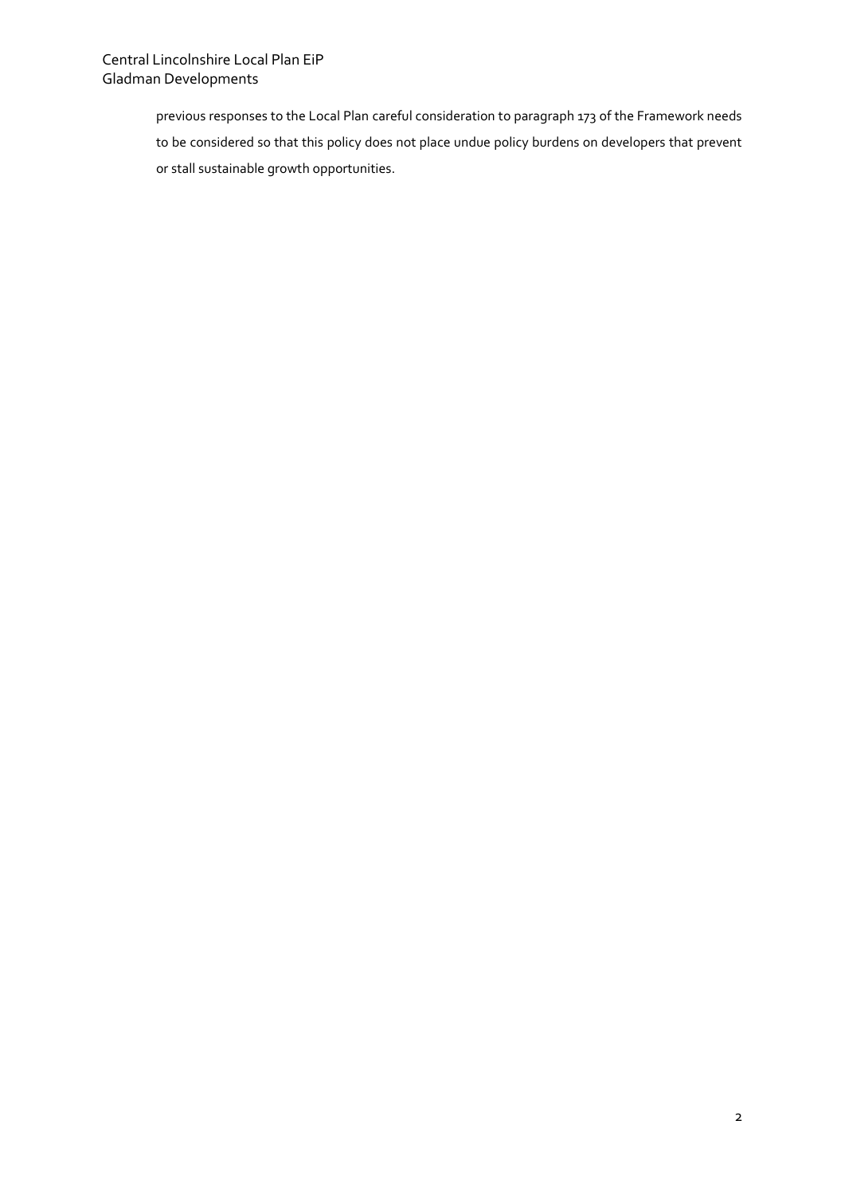previous responses to the Local Plan careful consideration to paragraph 173 of the Framework needs to be considered so that this policy does not place undue policy burdens on developers that prevent or stall sustainable growth opportunities.